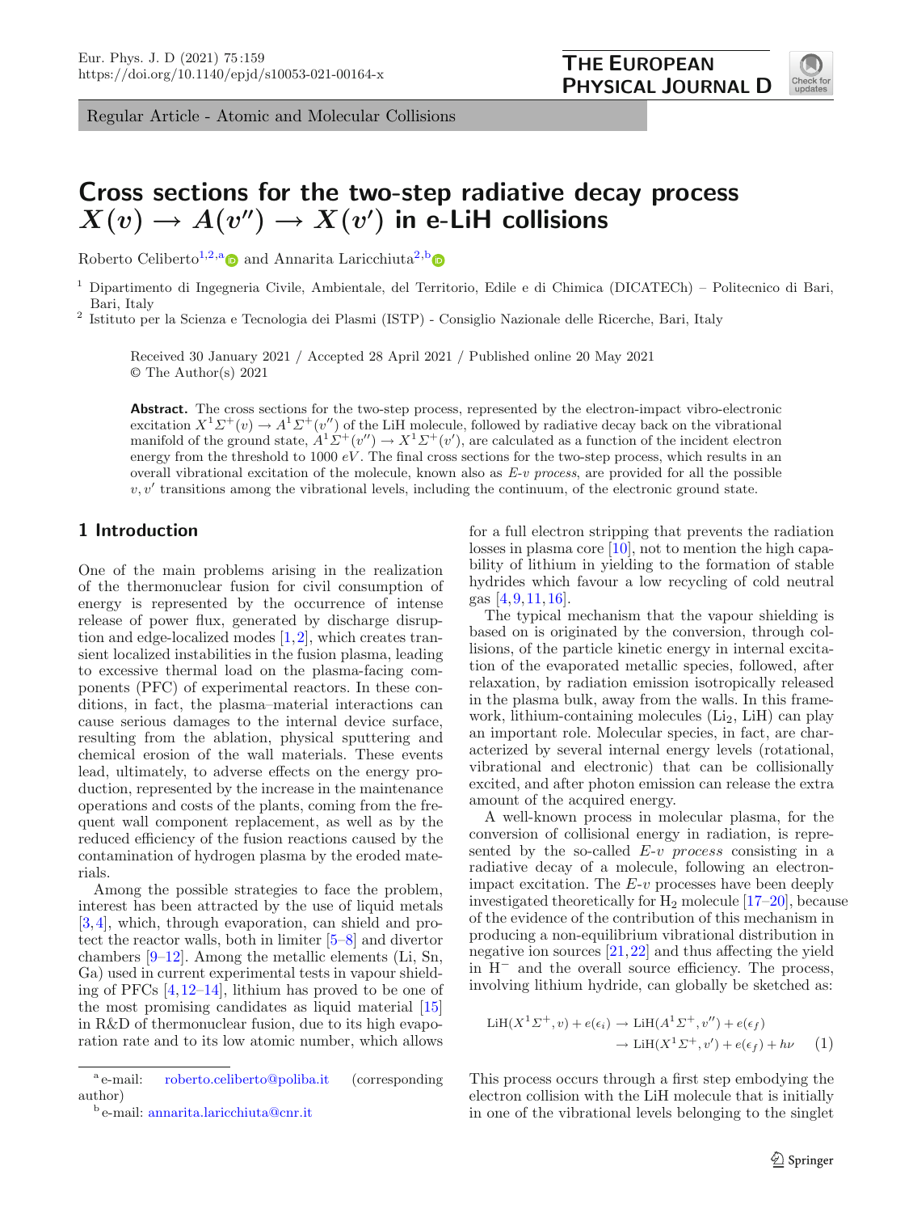Regular Article - Atomic and Molecular Collisions

# Cross sections for the two-step radiative decay process $X(v) \rightarrow A(v'') \rightarrow X(v')$ in e-LiH collisions

Roberto Celiberto[1,2,a] and Annarita Laricchiuta[2,b]

[1] Dipartimento di Ingegneria Civile, Ambientale, del Territorio, Edile e di Chimica (DICATECh) – Politecnico di Bari, Bari, Italy

[2] Istituto per la Scienza e Tecnologia dei Plasmi (ISTP) - Consiglio Nazionale delle Ricerche, Bari, Italy

Received 30 January 2021 / Accepted 28 April 2021 / Published online 20 May 2021
© The Author(s) 2021

**Abstract.** The cross sections for the two-step process, represented by the electron-impact vibro-electronic excitation $X^1\Sigma^+(v) \rightarrow A^1\Sigma^+(v'')$ of the LiH molecule, followed by radiative decay back on the vibrational manifold of the ground state, $A^1\Sigma^+(v'') \rightarrow X^1\Sigma^+(v')$, are calculated as a function of the incident electron energy from the threshold to 1000 $eV$. The final cross sections for the two-step process, which results in an overall vibrational excitation of the molecule, known also as *E-v process*, are provided for all the possible $v, v'$ transitions among the vibrational levels, including the continuum, of the electronic ground state.

## 1 Introduction

One of the main problems arising in the realization of the thermonuclear fusion for civil consumption of energy is represented by the occurrence of intense release of power flux, generated by discharge disruption and edge-localized modes [1,2], which creates transient localized instabilities in the fusion plasma, leading to excessive thermal load on the plasma-facing components (PFC) of experimental reactors. In these conditions, in fact, the plasma–material interactions can cause serious damages to the internal device surface, resulting from the ablation, physical sputtering and chemical erosion of the wall materials. These events lead, ultimately, to adverse effects on the energy production, represented by the increase in the maintenance operations and costs of the plants, coming from the frequent wall component replacement, as well as by the reduced efficiency of the fusion reactions caused by the contamination of hydrogen plasma by the eroded materials.

Among the possible strategies to face the problem, interest has been attracted by the use of liquid metals [3,4], which, through evaporation, can shield and protect the reactor walls, both in limiter [5–8] and divertor chambers [9–12]. Among the metallic elements (Li, Sn, Ga) used in current experimental tests in vapour shielding of PFCs [4,12–14], lithium has proved to be one of the most promising candidates as liquid material [15] in R&D of thermonuclear fusion, due to its high evaporation rate and to its low atomic number, which allows for a full electron stripping that prevents the radiation losses in plasma core [10], not to mention the high capability of lithium in yielding to the formation of stable hydrides which favour a low recycling of cold neutral gas [4,9,11,16].

The typical mechanism that the vapour shielding is based on is originated by the conversion, through collisions, of the particle kinetic energy in internal excitation of the evaporated metallic species, followed, after relaxation, by radiation emission isotropically released in the plasma bulk, away from the walls. In this framework, lithium-containing molecules ($Li_2$, LiH) can play an important role. Molecular species, in fact, are characterized by several internal energy levels (rotational, vibrational and electronic) that can be collisionally excited, and after photon emission can release the extra amount of the acquired energy.

A well-known process in molecular plasma, for the conversion of collisional energy in radiation, is represented by the so-called *E-v process* consisting in a radiative decay of a molecule, following an electron-impact excitation. The *E-v* processes have been deeply investigated theoretically for $H_2$ molecule [17–20], because of the evidence of the contribution of this mechanism in producing a non-equilibrium vibrational distribution in negative ion sources [21,22] and thus affecting the yield in $H^-$ and the overall source efficiency. The process, involving lithium hydride, can globally be sketched as:

$$\begin{aligned}\mathrm{LiH}(X^1\Sigma^+, v) + e(\epsilon_i) &\rightarrow \mathrm{LiH}(A^1\Sigma^+, v'') + e(\epsilon_f) \\ &\rightarrow \mathrm{LiH}(X^1\Sigma^+, v') + e(\epsilon_f) + h\nu \qquad (1)\end{aligned}$$

This process occurs through a first step embodying the electron collision with the LiH molecule that is initially in one of the vibrational levels belonging to the singlet

---

[a] e-mail: roberto.celiberto@poliba.it (corresponding author)

[b] e-mail: annarita.laricchiuta@cnr.it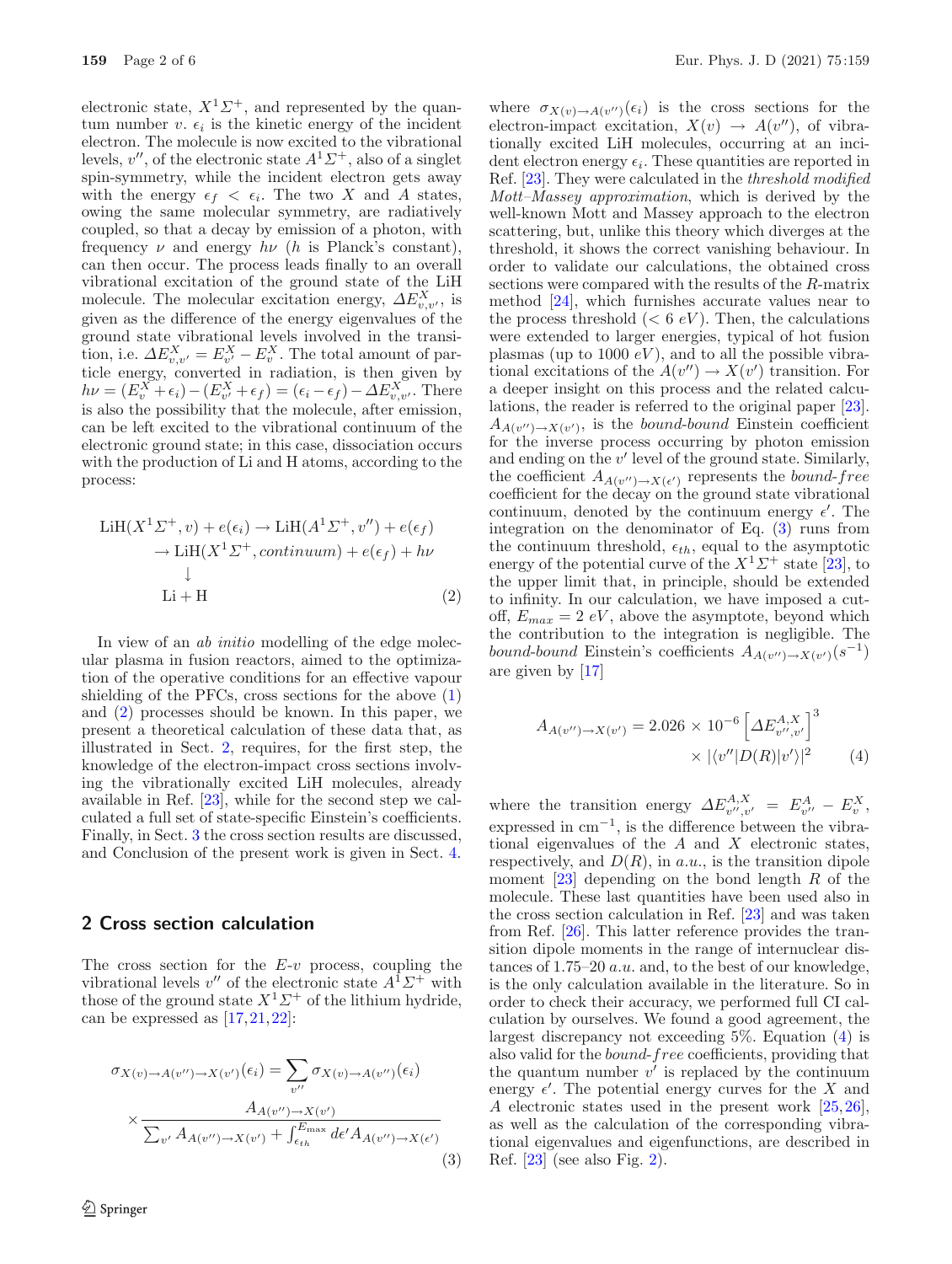electronic state, $X^1\Sigma^+$, and represented by the quantum number $v$. $\epsilon_i$ is the kinetic energy of the incident electron. The molecule is now excited to the vibrational levels, $v''$, of the electronic state $A^1\Sigma^+$, also of a singlet spin-symmetry, while the incident electron gets away with the energy $\epsilon_f < \epsilon_i$. The two $X$ and $A$ states, owing the same molecular symmetry, are radiatively coupled, so that a decay by emission of a photon, with frequency $\nu$ and energy $h\nu$ ($h$ is Planck's constant), can then occur. The process leads finally to an overall vibrational excitation of the ground state of the LiH molecule. The molecular excitation energy, $\Delta E^X_{v,v'}$, is given as the difference of the energy eigenvalues of the ground state vibrational levels involved in the transition, i.e. $\Delta E^X_{v,v'} = E^X_{v'} - E^X_v$. The total amount of particle energy, converted in radiation, is then given by $h\nu = (E^X_v + \epsilon_i) - (E^X_{v'} + \epsilon_f) = (\epsilon_i - \epsilon_f) - \Delta E^X_{v,v'}$. There is also the possibility that the molecule, after emission, can be left excited to the vibrational continuum of the electronic ground state; in this case, dissociation occurs with the production of Li and H atoms, according to the process:

$$
\begin{aligned}
\mathrm{LiH}(X^1\Sigma^+, v) + e(\epsilon_i) &\rightarrow \mathrm{LiH}(A^1\Sigma^+, v'') + e(\epsilon_f) \\
&\rightarrow \mathrm{LiH}(X^1\Sigma^+, continuum) + e(\epsilon_f) + h\nu \\
&\quad \downarrow \\
&\quad \mathrm{Li} + \mathrm{H}
\end{aligned}
\tag{2}
$$

In view of an *ab initio* modelling of the edge molecular plasma in fusion reactors, aimed to the optimization of the operative conditions for an effective vapour shielding of the PFCs, cross sections for the above (1) and (2) processes should be known. In this paper, we present a theoretical calculation of these data that, as illustrated in Sect. 2, requires, for the first step, the knowledge of the electron-impact cross sections involving the vibrationally excited LiH molecules, already available in Ref. [23], while for the second step we calculated a full set of state-specific Einstein's coefficients. Finally, in Sect. 3 the cross section results are discussed, and Conclusion of the present work is given in Sect. 4.

## 2 Cross section calculation

The cross section for the *E*-*v* process, coupling the vibrational levels $v''$ of the electronic state $A^1\Sigma^+$ with those of the ground state $X^1\Sigma^+$ of the lithium hydride, can be expressed as [17,21,22]:

$$
\sigma_{X(v)\rightarrow A(v'')\rightarrow X(v')}(\epsilon_i) = \sum_{v''} \sigma_{X(v)\rightarrow A(v'')}(\epsilon_i) \times \frac{A_{A(v'')\rightarrow X(v')}}{\sum_{v'} A_{A(v'')\rightarrow X(v')} + \int_{\epsilon_{th}}^{E_{\max}} d\epsilon' A_{A(v'')\rightarrow X(\epsilon')}}
\tag{3}
$$

where $\sigma_{X(v)\rightarrow A(v'')}(\epsilon_i)$ is the cross sections for the electron-impact excitation, $X(v) \rightarrow A(v'')$, of vibrationally excited LiH molecules, occurring at an incident electron energy $\epsilon_i$. These quantities are reported in Ref. [23]. They were calculated in the *threshold modified Mott–Massey approximation*, which is derived by the well-known Mott and Massey approach to the electron scattering, but, unlike this theory which diverges at the threshold, it shows the correct vanishing behaviour. In order to validate our calculations, the obtained cross sections were compared with the results of the *R*-matrix method [24], which furnishes accurate values near to the process threshold ($< 6\ eV$). Then, the calculations were extended to larger energies, typical of hot fusion plasmas (up to 1000 $eV$), and to all the possible vibrational excitations of the $A(v'') \rightarrow X(v')$ transition. For a deeper insight on this process and the related calculations, the reader is referred to the original paper [23]. $A_{A(v'')\rightarrow X(v')}$, is the *bound-bound* Einstein coefficient for the inverse process occurring by photon emission and ending on the $v'$ level of the ground state. Similarly, the coefficient $A_{A(v'')\rightarrow X(\epsilon')}$ represents the *bound-free* coefficient for the decay on the ground state vibrational continuum, denoted by the continuum energy $\epsilon'$. The integration on the denominator of Eq. (3) runs from the continuum threshold, $\epsilon_{th}$, equal to the asymptotic energy of the potential curve of the $X^1\Sigma^+$ state [23], to the upper limit that, in principle, should be extended to infinity. In our calculation, we have imposed a cutoff, $E_{max} = 2\ eV$, above the asymptote, beyond which the contribution to the integration is negligible. The *bound-bound* Einstein's coefficients $A_{A(v'')\rightarrow X(v')}(s^{-1})$ are given by [17]

$$
A_{A(v'')\rightarrow X(v')} = 2.026 \times 10^{-6} \left[\Delta E^{A,X}_{v'',v'}\right]^3 \times |\langle v''|D(R)|v'\rangle|^2
\tag{4}
$$

where the transition energy $\Delta E^{A,X}_{v'',v'} = E^A_{v''} - E^X_v$, expressed in cm$^{-1}$, is the difference between the vibrational eigenvalues of the $A$ and $X$ electronic states, respectively, and $D(R)$, in *a.u.*, is the transition dipole moment [23] depending on the bond length $R$ of the molecule. These last quantities have been used also in the cross section calculation in Ref. [23] and was taken from Ref. [26]. This latter reference provides the transition dipole moments in the range of internuclear distances of 1.75–20 *a.u.* and, to the best of our knowledge, is the only calculation available in the literature. So in order to check their accuracy, we performed full CI calculation by ourselves. We found a good agreement, the largest discrepancy not exceeding 5%. Equation (4) is also valid for the *bound-free* coefficients, providing that the quantum number $v'$ is replaced by the continuum energy $\epsilon'$. The potential energy curves for the $X$ and $A$ electronic states used in the present work [25,26], as well as the calculation of the corresponding vibrational eigenvalues and eigenfunctions, are described in Ref. [23] (see also Fig. 2).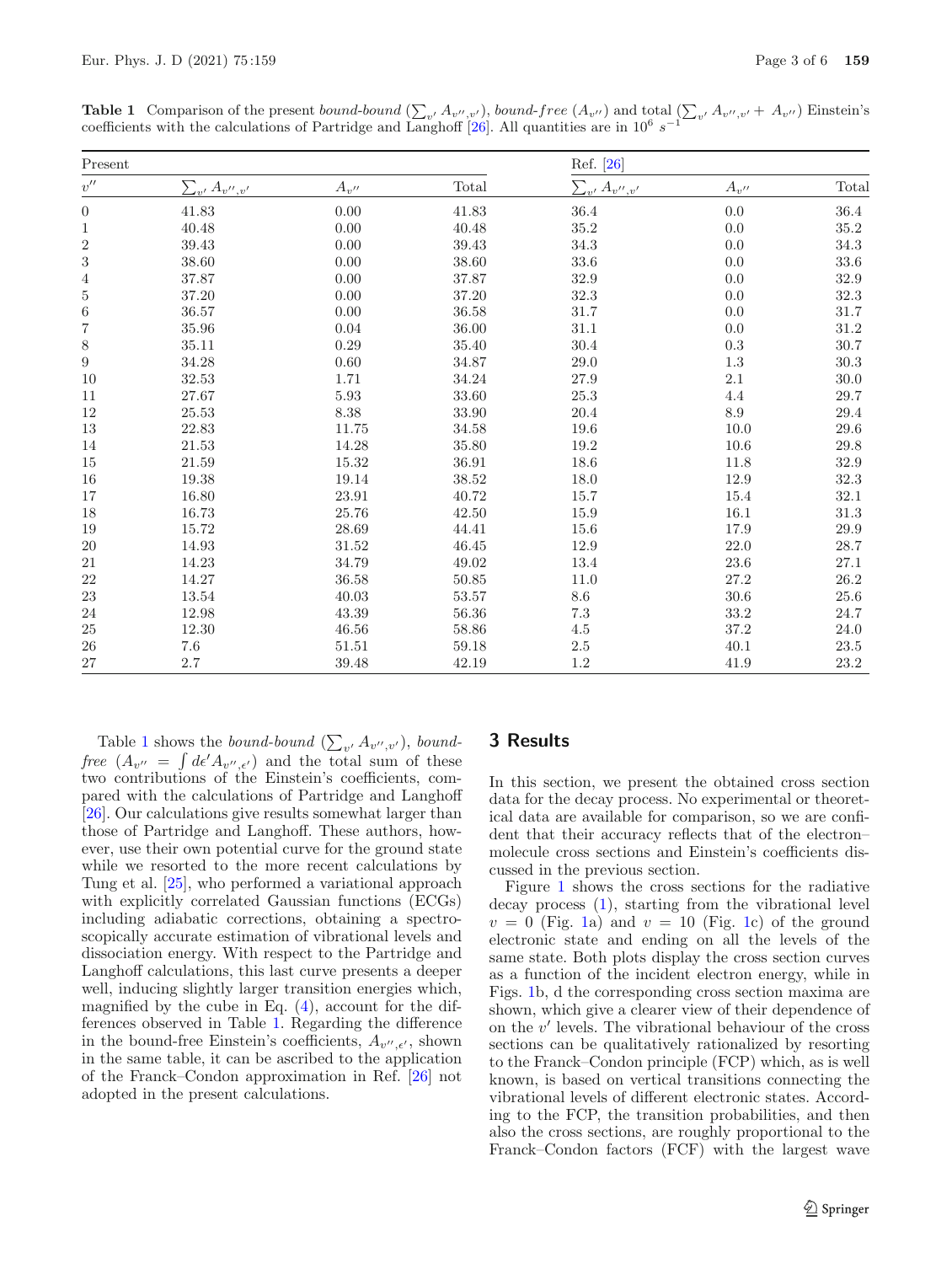**Table 1** Comparison of the present *bound-bound* ($\sum_{v'} A_{v'',v'}$), *bound-free* ($A_{v''}$) and total ($\sum_{v'} A_{v'',v'} + A_{v''}$) Einstein's coefficients with the calculations of Partridge and Langhoff [26]. All quantities are in $10^6\ s^{-1}$

| Present | | | | Ref. [26] | | |
|---|---|---|---|---|---|---|
| $v''$ | $\sum_{v'} A_{v'',v'}$ | $A_{v''}$ | Total | $\sum_{v'} A_{v'',v'}$ | $A_{v''}$ | Total |
| 0 | 41.83 | 0.00 | 41.83 | 36.4 | 0.0 | 36.4 |
| 1 | 40.48 | 0.00 | 40.48 | 35.2 | 0.0 | 35.2 |
| 2 | 39.43 | 0.00 | 39.43 | 34.3 | 0.0 | 34.3 |
| 3 | 38.60 | 0.00 | 38.60 | 33.6 | 0.0 | 33.6 |
| 4 | 37.87 | 0.00 | 37.87 | 32.9 | 0.0 | 32.9 |
| 5 | 37.20 | 0.00 | 37.20 | 32.3 | 0.0 | 32.3 |
| 6 | 36.57 | 0.00 | 36.58 | 31.7 | 0.0 | 31.7 |
| 7 | 35.96 | 0.04 | 36.00 | 31.1 | 0.0 | 31.2 |
| 8 | 35.11 | 0.29 | 35.40 | 30.4 | 0.3 | 30.7 |
| 9 | 34.28 | 0.60 | 34.87 | 29.0 | 1.3 | 30.3 |
| 10 | 32.53 | 1.71 | 34.24 | 27.9 | 2.1 | 30.0 |
| 11 | 27.67 | 5.93 | 33.60 | 25.3 | 4.4 | 29.7 |
| 12 | 25.53 | 8.38 | 33.90 | 20.4 | 8.9 | 29.4 |
| 13 | 22.83 | 11.75 | 34.58 | 19.6 | 10.0 | 29.6 |
| 14 | 21.53 | 14.28 | 35.80 | 19.2 | 10.6 | 29.8 |
| 15 | 21.59 | 15.32 | 36.91 | 18.6 | 11.8 | 32.9 |
| 16 | 19.38 | 19.14 | 38.52 | 18.0 | 12.9 | 32.3 |
| 17 | 16.80 | 23.91 | 40.72 | 15.7 | 15.4 | 32.1 |
| 18 | 16.73 | 25.76 | 42.50 | 15.9 | 16.1 | 31.3 |
| 19 | 15.72 | 28.69 | 44.41 | 15.6 | 17.9 | 29.9 |
| 20 | 14.93 | 31.52 | 46.45 | 12.9 | 22.0 | 28.7 |
| 21 | 14.23 | 34.79 | 49.02 | 13.4 | 23.6 | 27.1 |
| 22 | 14.27 | 36.58 | 50.85 | 11.0 | 27.2 | 26.2 |
| 23 | 13.54 | 40.03 | 53.57 | 8.6 | 30.6 | 25.6 |
| 24 | 12.98 | 43.39 | 56.36 | 7.3 | 33.2 | 24.7 |
| 25 | 12.30 | 46.56 | 58.86 | 4.5 | 37.2 | 24.0 |
| 26 | 7.6 | 51.51 | 59.18 | 2.5 | 40.1 | 23.5 |
| 27 | 2.7 | 39.48 | 42.19 | 1.2 | 41.9 | 23.2 |

Table 1 shows the *bound-bound* ($\sum_{v'} A_{v'',v'}$), *bound-free* ($A_{v''} = \int d\epsilon' A_{v'',\epsilon'}$) and the total sum of these two contributions of the Einstein's coefficients, compared with the calculations of Partridge and Langhoff [26]. Our calculations give results somewhat larger than those of Partridge and Langhoff. These authors, however, use their own potential curve for the ground state while we resorted to the more recent calculations by Tung et al. [25], who performed a variational approach with explicitly correlated Gaussian functions (ECGs) including adiabatic corrections, obtaining a spectroscopically accurate estimation of vibrational levels and dissociation energy. With respect to the Partridge and Langhoff calculations, this last curve presents a deeper well, inducing slightly larger transition energies which, magnified by the cube in Eq. (4), account for the differences observed in Table 1. Regarding the difference in the bound-free Einstein's coefficients, $A_{v'',\epsilon'}$, shown in the same table, it can be ascribed to the application of the Franck–Condon approximation in Ref. [26] not adopted in the present calculations.

## 3 Results

In this section, we present the obtained cross section data for the decay process. No experimental or theoretical data are available for comparison, so we are confident that their accuracy reflects that of the electron–molecule cross sections and Einstein's coefficients discussed in the previous section.

Figure 1 shows the cross sections for the radiative decay process (1), starting from the vibrational level $v = 0$ (Fig. 1a) and $v = 10$ (Fig. 1c) of the ground electronic state and ending on all the levels of the same state. Both plots display the cross section curves as a function of the incident electron energy, while in Figs. 1b, d the corresponding cross section maxima are shown, which give a clearer view of their dependence of on the $v'$ levels. The vibrational behaviour of the cross sections can be qualitatively rationalized by resorting to the Franck–Condon principle (FCP) which, as is well known, is based on vertical transitions connecting the vibrational levels of different electronic states. According to the FCP, the transition probabilities, and then also the cross sections, are roughly proportional to the Franck–Condon factors (FCF) with the largest wave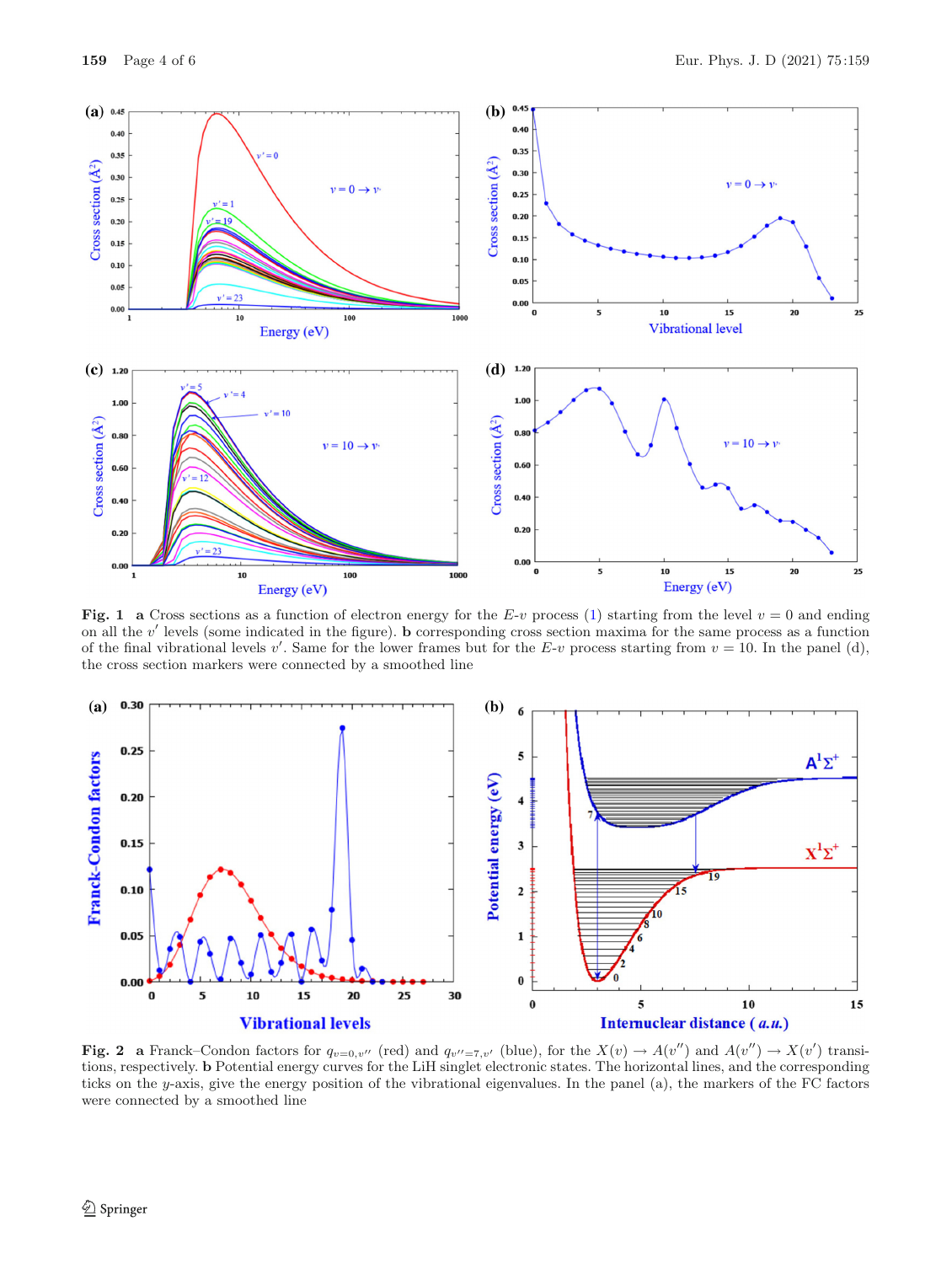**Fig. 1** **a** Cross sections as a function of electron energy for the $E$-$v$ process (1) starting from the level $v = 0$ and ending on all the $v'$ levels (some indicated in the figure). **b** corresponding cross section maxima for the same process as a function of the final vibrational levels $v'$. Same for the lower frames but for the $E$-$v$ process starting from $v = 10$. In the panel (d), the cross section markers were connected by a smoothed line

**Fig. 2** **a** Franck–Condon factors for $q_{v=0,v''}$ (red) and $q_{v''=7,v'}$ (blue), for the $X(v) \rightarrow A(v'')$ and $A(v'') \rightarrow X(v')$ transitions, respectively. **b** Potential energy curves for the LiH singlet electronic states. The horizontal lines, and the corresponding ticks on the $y$-axis, give the energy position of the vibrational eigenvalues. In the panel (a), the markers of the FC factors were connected by a smoothed line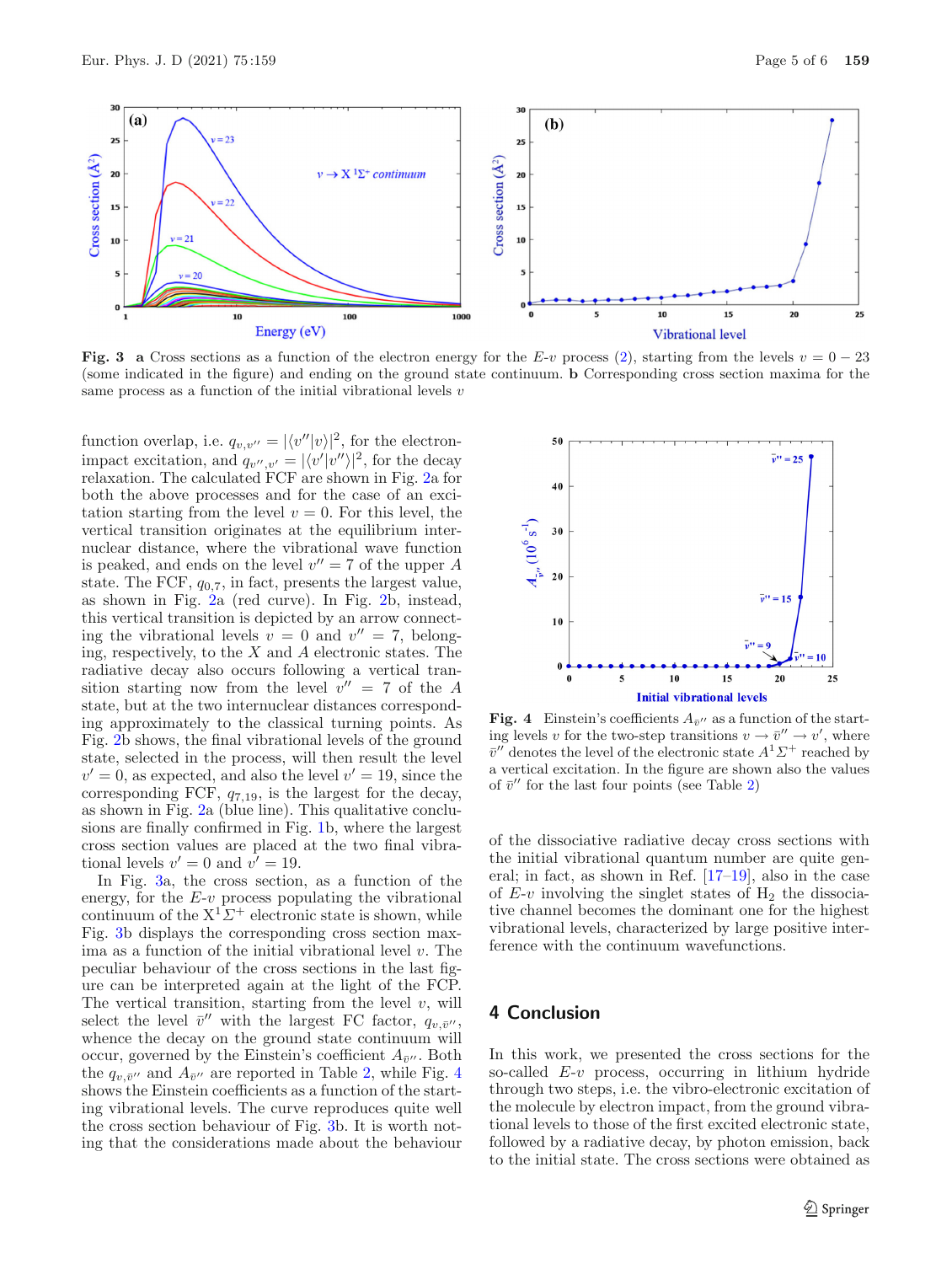**Fig. 3** **a** Cross sections as a function of the electron energy for the $E$-$v$ process (2), starting from the levels $v = 0 - 23$ (some indicated in the figure) and ending on the ground state continuum. **b** Corresponding cross section maxima for the same process as a function of the initial vibrational levels $v$

function overlap, i.e. $q_{v,v''} = |\langle v''|v\rangle|^2$, for the electron-impact excitation, and $q_{v'',v'} = |\langle v'|v''\rangle|^2$, for the decay relaxation. The calculated FCF are shown in Fig. 2a for both the above processes and for the case of an excitation starting from the level $v = 0$. For this level, the vertical transition originates at the equilibrium internuclear distance, where the vibrational wave function is peaked, and ends on the level $v'' = 7$ of the upper $A$ state. The FCF, $q_{0,7}$, in fact, presents the largest value, as shown in Fig. 2a (red curve). In Fig. 2b, instead, this vertical transition is depicted by an arrow connecting the vibrational levels $v = 0$ and $v'' = 7$, belonging, respectively, to the $X$ and $A$ electronic states. The radiative decay also occurs following a vertical transition starting now from the level $v'' = 7$ of the $A$ state, but at the two internuclear distances corresponding approximately to the classical turning points. As Fig. 2b shows, the final vibrational levels of the ground state, selected in the process, will then result the level $v' = 0$, as expected, and also the level $v' = 19$, since the corresponding FCF, $q_{7,19}$, is the largest for the decay, as shown in Fig. 2a (blue line). This qualitative conclusions are finally confirmed in Fig. 1b, where the largest cross section values are placed at the two final vibrational levels $v' = 0$ and $v' = 19$.

In Fig. 3a, the cross section, as a function of the energy, for the $E$-$v$ process populating the vibrational continuum of the $X^1\Sigma^+$ electronic state is shown, while Fig. 3b displays the corresponding cross section maxima as a function of the initial vibrational level $v$. The peculiar behaviour of the cross sections in the last figure can be interpreted again at the light of the FCP. The vertical transition, starting from the level $v$, will select the level $\bar{v}''$ with the largest FC factor, $q_{v,\bar{v}''}$, whence the decay on the ground state continuum will occur, governed by the Einstein's coefficient $A_{\bar{v}''}$. Both the $q_{v,\bar{v}''}$ and $A_{\bar{v}''}$ are reported in Table 2, while Fig. 4 shows the Einstein coefficients as a function of the starting vibrational levels. The curve reproduces quite well the cross section behaviour of Fig. 3b. It is worth noting that the considerations made about the behaviour of the dissociative radiative decay cross sections with the initial vibrational quantum number are quite general; in fact, as shown in Ref. [17–19], also in the case of $E$-$v$ involving the singlet states of $H_2$ the dissociative channel becomes the dominant one for the highest vibrational levels, characterized by large positive interference with the continuum wavefunctions.

**Fig. 4** Einstein's coefficients $A_{\bar{v}''}$ as a function of the starting levels $v$ for the two-step transitions $v \rightarrow \bar{v}'' \rightarrow v'$, where $\bar{v}''$ denotes the level of the electronic state $A^1\Sigma^+$ reached by a vertical excitation. In the figure are shown also the values of $\bar{v}''$ for the last four points (see Table 2)

## 4 Conclusion

In this work, we presented the cross sections for the so-called $E$-$v$ process, occurring in lithium hydride through two steps, i.e. the vibro-electronic excitation of the molecule by electron impact, from the ground vibrational levels to those of the first excited electronic state, followed by a radiative decay, by photon emission, back to the initial state. The cross sections were obtained as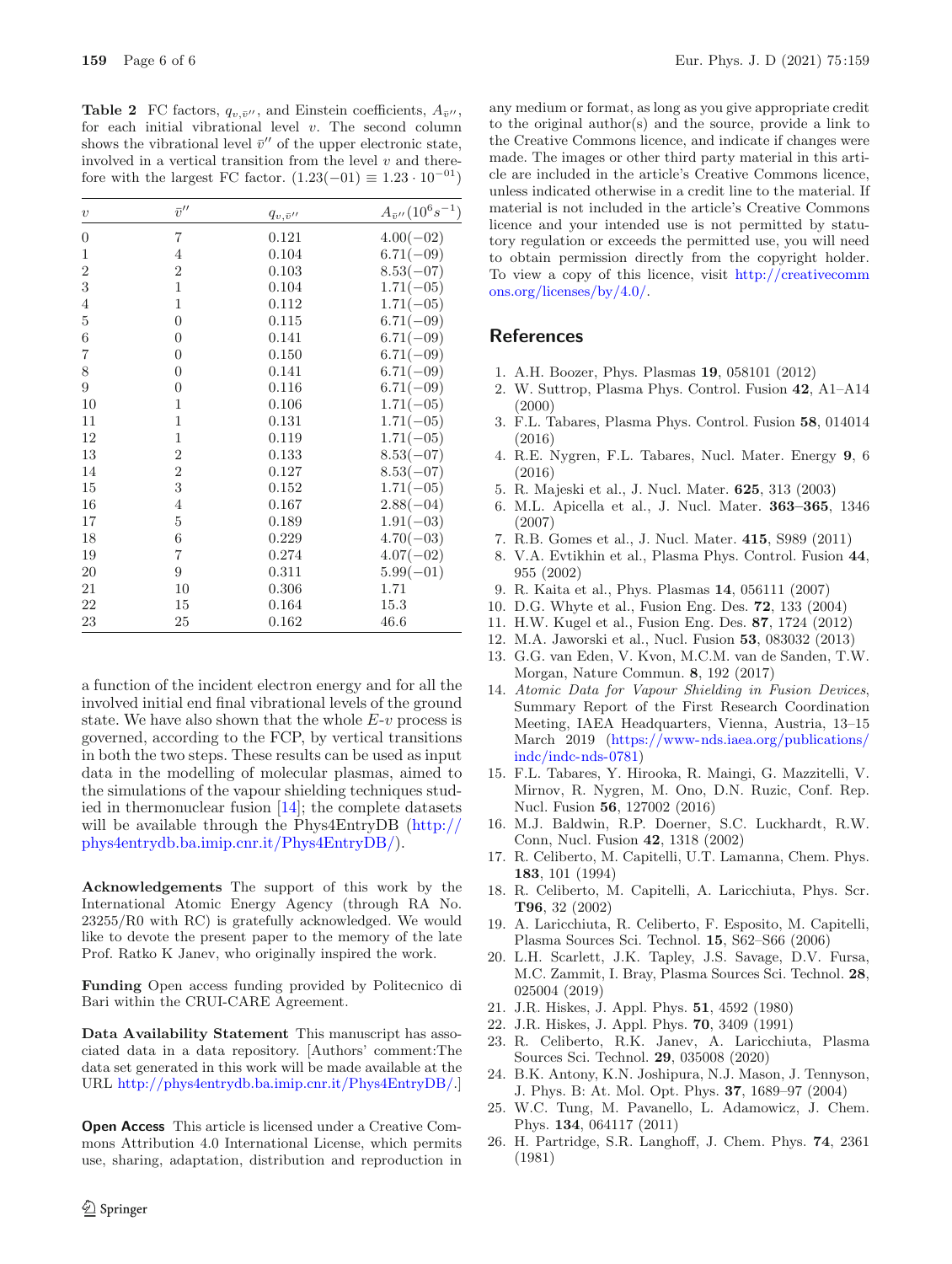**Table 2** FC factors, $q_{v,\bar{v}''}$, and Einstein coefficients, $A_{\bar{v}''}$, for each initial vibrational level $v$. The second column shows the vibrational level $\bar{v}''$ of the upper electronic state, involved in a vertical transition from the level $v$ and therefore with the largest FC factor. $(1.23(-01) \equiv 1.23 \cdot 10^{-01})$

| $v$ | $\bar{v}''$ | $q_{v,\bar{v}''}$ | $A_{\bar{v}''}(10^6 s^{-1})$ |
|---|---|---|---|
| 0 | 7 | 0.121 | 4.00(−02) |
| 1 | 4 | 0.104 | 6.71(−09) |
| 2 | 2 | 0.103 | 8.53(−07) |
| 3 | 1 | 0.104 | 1.71(−05) |
| 4 | 1 | 0.112 | 1.71(−05) |
| 5 | 0 | 0.115 | 6.71(−09) |
| 6 | 0 | 0.141 | 6.71(−09) |
| 7 | 0 | 0.150 | 6.71(−09) |
| 8 | 0 | 0.141 | 6.71(−09) |
| 9 | 0 | 0.116 | 6.71(−09) |
| 10 | 1 | 0.106 | 1.71(−05) |
| 11 | 1 | 0.131 | 1.71(−05) |
| 12 | 1 | 0.119 | 1.71(−05) |
| 13 | 2 | 0.133 | 8.53(−07) |
| 14 | 2 | 0.127 | 8.53(−07) |
| 15 | 3 | 0.152 | 1.71(−05) |
| 16 | 4 | 0.167 | 2.88(−04) |
| 17 | 5 | 0.189 | 1.91(−03) |
| 18 | 6 | 0.229 | 4.70(−03) |
| 19 | 7 | 0.274 | 4.07(−02) |
| 20 | 9 | 0.311 | 5.99(−01) |
| 21 | 10 | 0.306 | 1.71 |
| 22 | 15 | 0.164 | 15.3 |
| 23 | 25 | 0.162 | 46.6 |

a function of the incident electron energy and for all the involved initial end final vibrational levels of the ground state. We have also shown that the whole $E$-$v$ process is governed, according to the FCP, by vertical transitions in both the two steps. These results can be used as input data in the modelling of molecular plasmas, aimed to the simulations of the vapour shielding techniques studied in thermonuclear fusion [14]; the complete datasets will be available through the Phys4EntryDB (http://phys4entrydb.ba.imip.cnr.it/Phys4EntryDB/).

**Acknowledgements** The support of this work by the International Atomic Energy Agency (through RA No. 23255/R0 with RC) is gratefully acknowledged. We would like to devote the present paper to the memory of the late Prof. Ratko K Janev, who originally inspired the work.

**Funding** Open access funding provided by Politecnico di Bari within the CRUI-CARE Agreement.

**Data Availability Statement** This manuscript has associated data in a data repository. [Authors' comment:The data set generated in this work will be made available at the URL http://phys4entrydb.ba.imip.cnr.it/Phys4EntryDB/.]

**Open Access** This article is licensed under a Creative Commons Attribution 4.0 International License, which permits use, sharing, adaptation, distribution and reproduction in any medium or format, as long as you give appropriate credit to the original author(s) and the source, provide a link to the Creative Commons licence, and indicate if changes were made. The images or other third party material in this article are included in the article's Creative Commons licence, unless indicated otherwise in a credit line to the material. If material is not included in the article's Creative Commons licence and your intended use is not permitted by statutory regulation or exceeds the permitted use, you will need to obtain permission directly from the copyright holder. To view a copy of this licence, visit http://creativecommons.org/licenses/by/4.0/.

## References

1. A.H. Boozer, Phys. Plasmas **19**, 058101 (2012)
2. W. Suttrop, Plasma Phys. Control. Fusion **42**, A1–A14 (2000)
3. F.L. Tabares, Plasma Phys. Control. Fusion **58**, 014014 (2016)
4. R.E. Nygren, F.L. Tabares, Nucl. Mater. Energy **9**, 6 (2016)
5. R. Majeski et al., J. Nucl. Mater. **625**, 313 (2003)
6. M.L. Apicella et al., J. Nucl. Mater. **363–365**, 1346 (2007)
7. R.B. Gomes et al., J. Nucl. Mater. **415**, S989 (2011)
8. V.A. Evtikhin et al., Plasma Phys. Control. Fusion **44**, 955 (2002)
9. R. Kaita et al., Phys. Plasmas **14**, 056111 (2007)
10. D.G. Whyte et al., Fusion Eng. Des. **72**, 133 (2004)
11. H.W. Kugel et al., Fusion Eng. Des. **87**, 1724 (2012)
12. M.A. Jaworski et al., Nucl. Fusion **53**, 083032 (2013)
13. G.G. van Eden, V. Kvon, M.C.M. van de Sanden, T.W. Morgan, Nature Commun. **8**, 192 (2017)
14. *Atomic Data for Vapour Shielding in Fusion Devices*, Summary Report of the First Research Coordination Meeting, IAEA Headquarters, Vienna, Austria, 13–15 March 2019 (https://www-nds.iaea.org/publications/indc/indc-nds-0781)
15. F.L. Tabares, Y. Hirooka, R. Maingi, G. Mazzitelli, V. Mirnov, R. Nygren, M. Ono, D.N. Ruzic, Conf. Rep. Nucl. Fusion **56**, 127002 (2016)
16. M.J. Baldwin, R.P. Doerner, S.C. Luckhardt, R.W. Conn, Nucl. Fusion **42**, 1318 (2002)
17. R. Celiberto, M. Capitelli, U.T. Lamanna, Chem. Phys. **183**, 101 (1994)
18. R. Celiberto, M. Capitelli, A. Laricchiuta, Phys. Scr. **T96**, 32 (2002)
19. A. Laricchiuta, R. Celiberto, F. Esposito, M. Capitelli, Plasma Sources Sci. Technol. **15**, S62–S66 (2006)
20. L.H. Scarlett, J.K. Tapley, J.S. Savage, D.V. Fursa, M.C. Zammit, I. Bray, Plasma Sources Sci. Technol. **28**, 025004 (2019)
21. J.R. Hiskes, J. Appl. Phys. **51**, 4592 (1980)
22. J.R. Hiskes, J. Appl. Phys. **70**, 3409 (1991)
23. R. Celiberto, R.K. Janev, A. Laricchiuta, Plasma Sources Sci. Technol. **29**, 035008 (2020)
24. B.K. Antony, K.N. Joshipura, N.J. Mason, J. Tennyson, J. Phys. B: At. Mol. Opt. Phys. **37**, 1689–97 (2004)
25. W.C. Tung, M. Pavanello, L. Adamowicz, J. Chem. Phys. **134**, 064117 (2011)
26. H. Partridge, S.R. Langhoff, J. Chem. Phys. **74**, 2361 (1981)